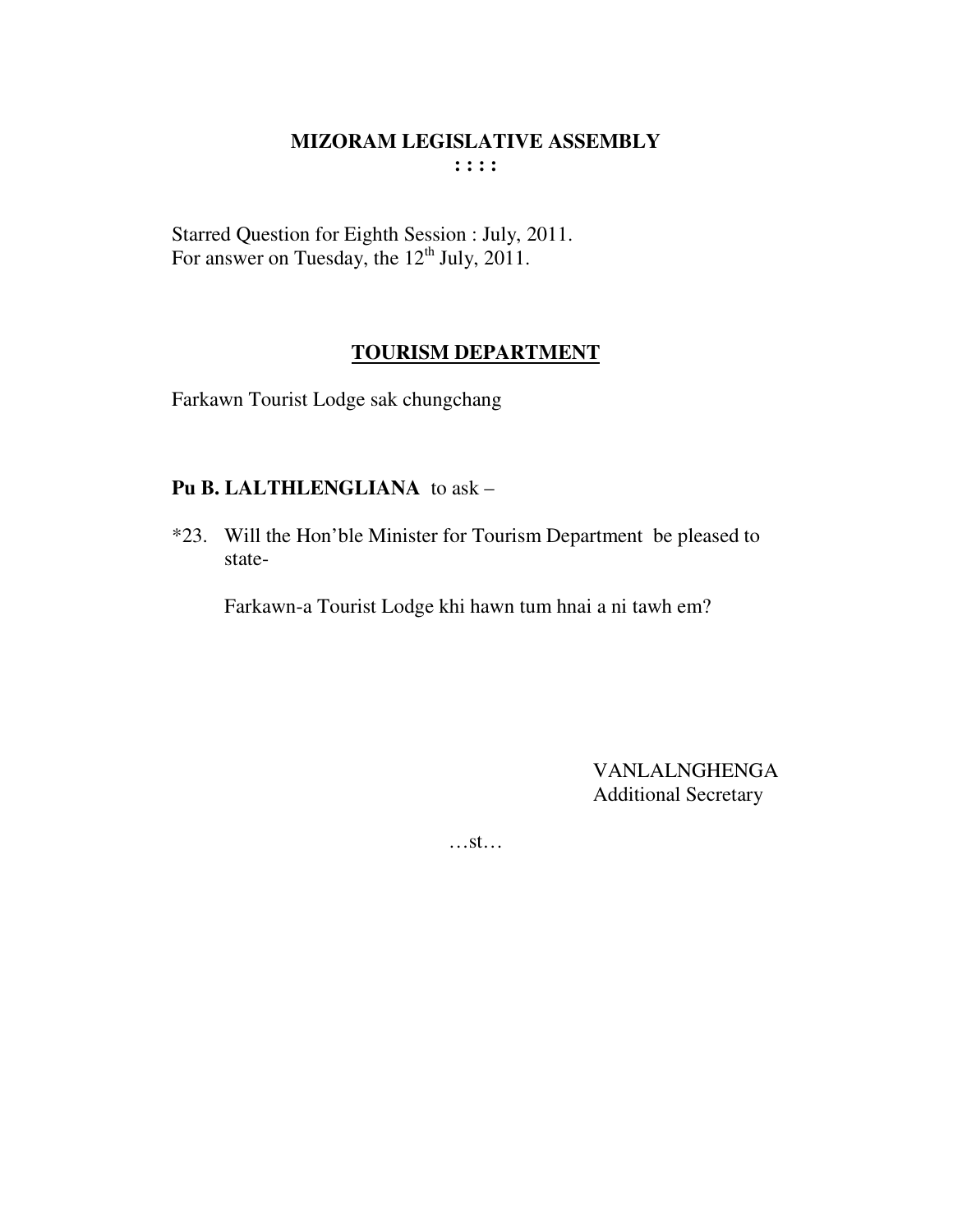# MIZORAM LEGISLATIVE ASSEMBLY

**: : : :**

Starred Question for Eighth Session : July, 2011.
For answer on Tuesday, the 12th July, 2011.

## TOURISM DEPARTMENT

Farkawn Tourist Lodge sak chungchang

**Pu B. LALTHLENGLIANA** to ask –

*23. Will the Hon'ble Minister for Tourism Department be pleased to state-

Farkawn-a Tourist Lodge khi hawn tum hnai a ni tawh em?

VANLALNGHENGA
Additional Secretary

…st…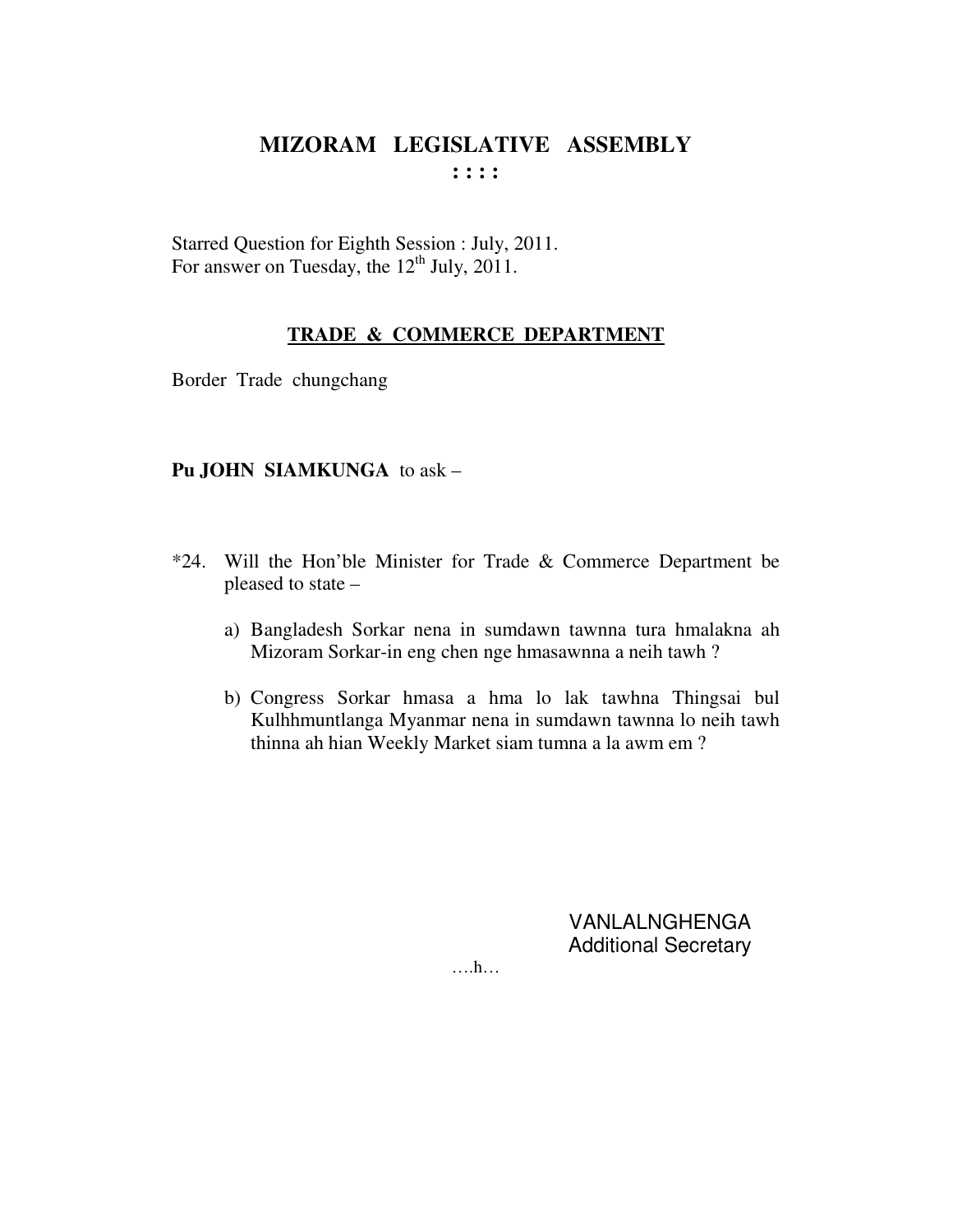# MIZORAM LEGISLATIVE ASSEMBLY

: : : :

Starred Question for Eighth Session : July, 2011.
For answer on Tuesday, the 12th July, 2011.

## TRADE & COMMERCE DEPARTMENT

Border Trade chungchang

**Pu JOHN SIAMKUNGA** to ask –

*24. Will the Hon'ble Minister for Trade & Commerce Department be pleased to state –

a) Bangladesh Sorkar nena in sumdawn tawnna tura hmalakna ah Mizoram Sorkar-in eng chen nge hmasawnna a neih tawh ?

b) Congress Sorkar hmasa a hma lo lak tawhna Thingsai bul Kulhhmuntlanga Myanmar nena in sumdawn tawnna lo neih tawh thinna ah hian Weekly Market siam tumna a la awm em ?

VANLALNGHENGA
Additional Secretary

….h…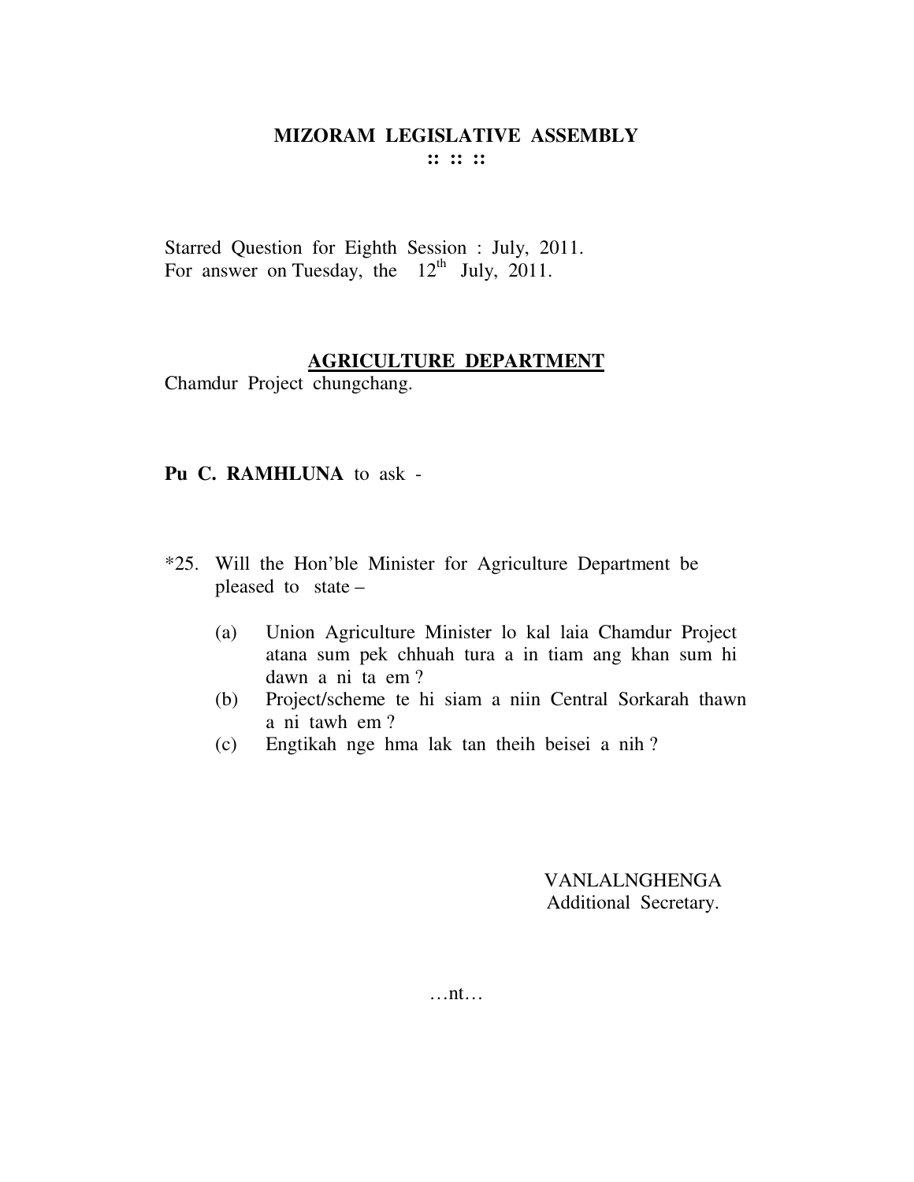**MIZORAM LEGISLATIVE ASSEMBLY**

**:: :: ::**

Starred Question for Eighth Session : July, 2011.
For answer on Tuesday, the 12th July, 2011.

**AGRICULTURE DEPARTMENT**

Chamdur Project chungchang.

**Pu C. RAMHLUNA** to ask -

*25. Will the Hon'ble Minister for Agriculture Department be pleased to state –

(a) Union Agriculture Minister lo kal laia Chamdur Project atana sum pek chhuah tura a in tiam ang khan sum hi dawn a ni ta em ?

(b) Project/scheme te hi siam a niin Central Sorkarah thawn a ni tawh em ?

(c) Engtikah nge hma lak tan theih beisei a nih ?

VANLALNGHENGA
Additional Secretary.

…nt…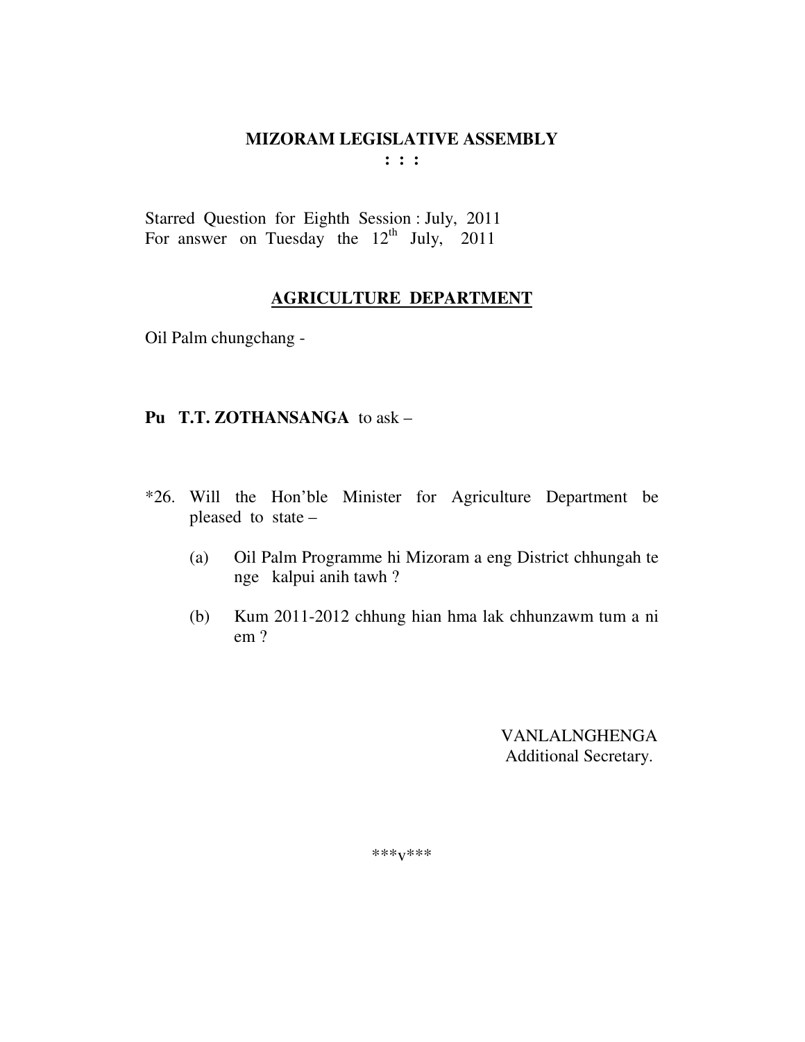# MIZORAM LEGISLATIVE ASSEMBLY

**: : :**

Starred Question for Eighth Session : July, 2011
For answer on Tuesday the 12th July, 2011

## AGRICULTURE DEPARTMENT

Oil Palm chungchang -

**Pu T.T. ZOTHANSANGA** to ask –

*26. Will the Hon'ble Minister for Agriculture Department be pleased to state –

(a) Oil Palm Programme hi Mizoram a eng District chhungah te nge kalpui anih tawh ?

(b) Kum 2011-2012 chhung hian hma lak chhunzawm tum a ni em ?

VANLALNGHENGA
Additional Secretary.

***v***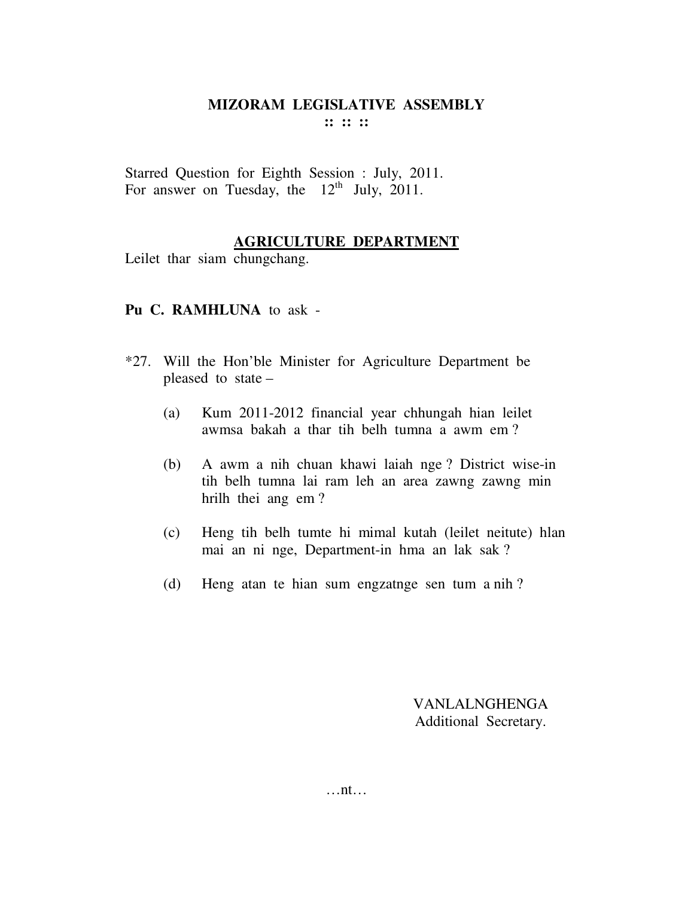# MIZORAM LEGISLATIVE ASSEMBLY

:: :: ::

Starred Question for Eighth Session : July, 2011.
For answer on Tuesday, the 12th July, 2011.

## AGRICULTURE DEPARTMENT

Leilet thar siam chungchang.

**Pu C. RAMHLUNA** to ask -

*27. Will the Hon'ble Minister for Agriculture Department be pleased to state –

(a) Kum 2011-2012 financial year chhungah hian leilet awmsa bakah a thar tih belh tumna a awm em ?

(b) A awm a nih chuan khawi laiah nge ? District wise-in tih belh tumna lai ram leh an area zawng zawng min hrilh thei ang em ?

(c) Heng tih belh tumte hi mimal kutah (leilet neitute) hlan mai an ni nge, Department-in hma an lak sak ?

(d) Heng atan te hian sum engzatnge sen tum a nih ?

VANLALNGHENGA
Additional Secretary.

…nt…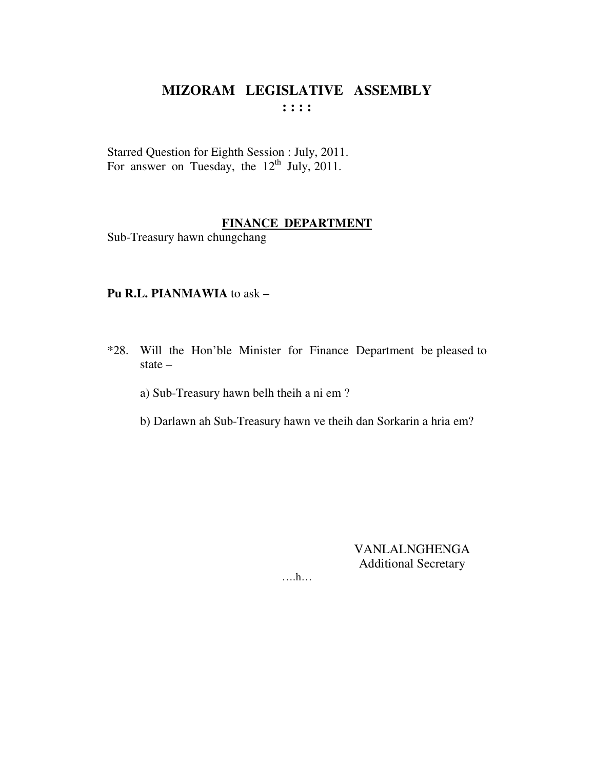# MIZORAM LEGISLATIVE ASSEMBLY

**: : : :**

Starred Question for Eighth Session : July, 2011.
For answer on Tuesday, the 12th July, 2011.

**FINANCE DEPARTMENT**

Sub-Treasury hawn chungchang

**Pu R.L. PIANMAWIA** to ask –

*28. Will the Hon'ble Minister for Finance Department be pleased to state –

a) Sub-Treasury hawn belh theih a ni em ?

b) Darlawn ah Sub-Treasury hawn ve theih dan Sorkarin a hria em?

VANLALNGHENGA
Additional Secretary

….h…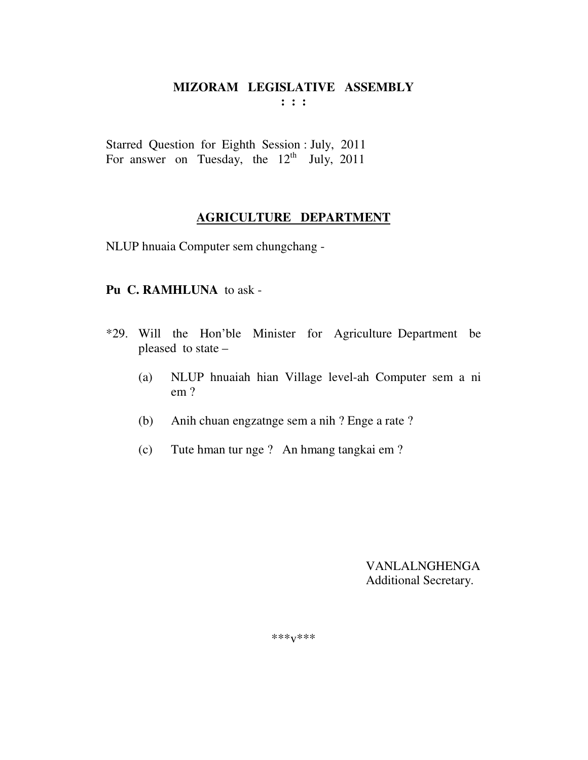# MIZORAM LEGISLATIVE ASSEMBLY

**: : :**

Starred Question for Eighth Session : July, 2011
For answer on Tuesday, the 12th July, 2011

## AGRICULTURE DEPARTMENT

NLUP hnuaia Computer sem chungchang -

**Pu C. RAMHLUNA** to ask -

*29. Will the Hon'ble Minister for Agriculture Department be pleased to state –

(a) NLUP hnuaiah hian Village level-ah Computer sem a ni em ?

(b) Anih chuan engzatnge sem a nih ? Enge a rate ?

(c) Tute hman tur nge ? An hmang tangkai em ?

VANLALNGHENGA
Additional Secretary.

***v***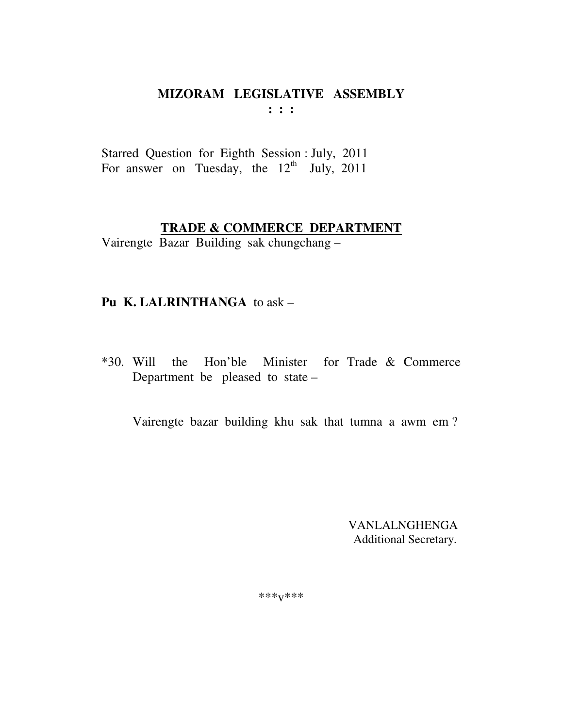# MIZORAM LEGISLATIVE ASSEMBLY

**: : :**

Starred Question for Eighth Session : July, 2011
For answer on Tuesday, the 12th July, 2011

## TRADE & COMMERCE DEPARTMENT

Vairengte Bazar Building sak chungchang –

**Pu K. LALRINTHANGA** to ask –

*30. Will the Hon'ble Minister for Trade & Commerce Department be pleased to state –

Vairengte bazar building khu sak that tumna a awm em ?

VANLALNGHENGA
Additional Secretary.

***v***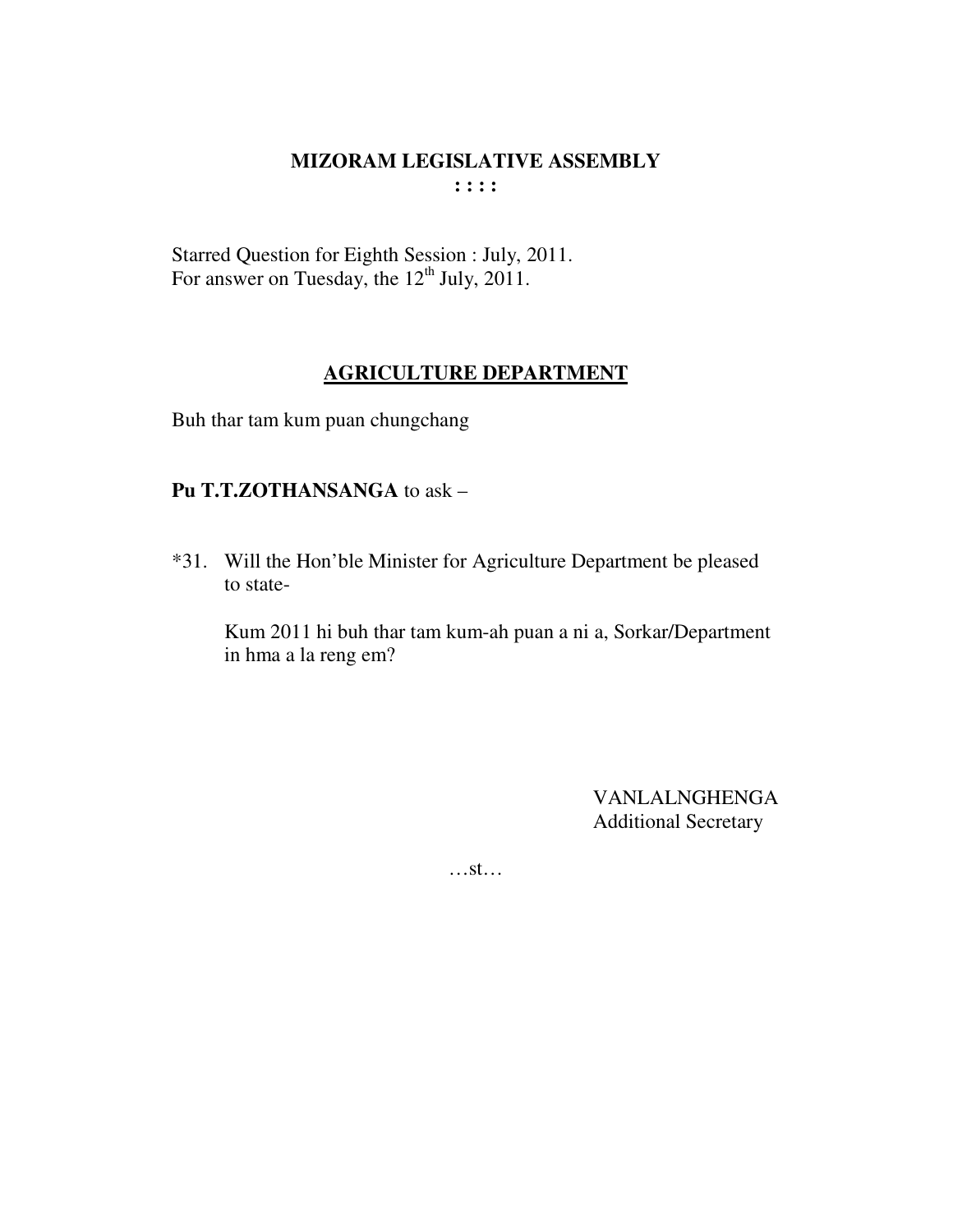# MIZORAM LEGISLATIVE ASSEMBLY

**: : : :**

Starred Question for Eighth Session : July, 2011.
For answer on Tuesday, the 12th July, 2011.

## AGRICULTURE DEPARTMENT

Buh thar tam kum puan chungchang

**Pu T.T.ZOTHANSANGA** to ask –

*31. Will the Hon'ble Minister for Agriculture Department be pleased to state-

Kum 2011 hi buh thar tam kum-ah puan a ni a, Sorkar/Department in hma a la reng em?

VANLALNGHENGA
Additional Secretary

…st…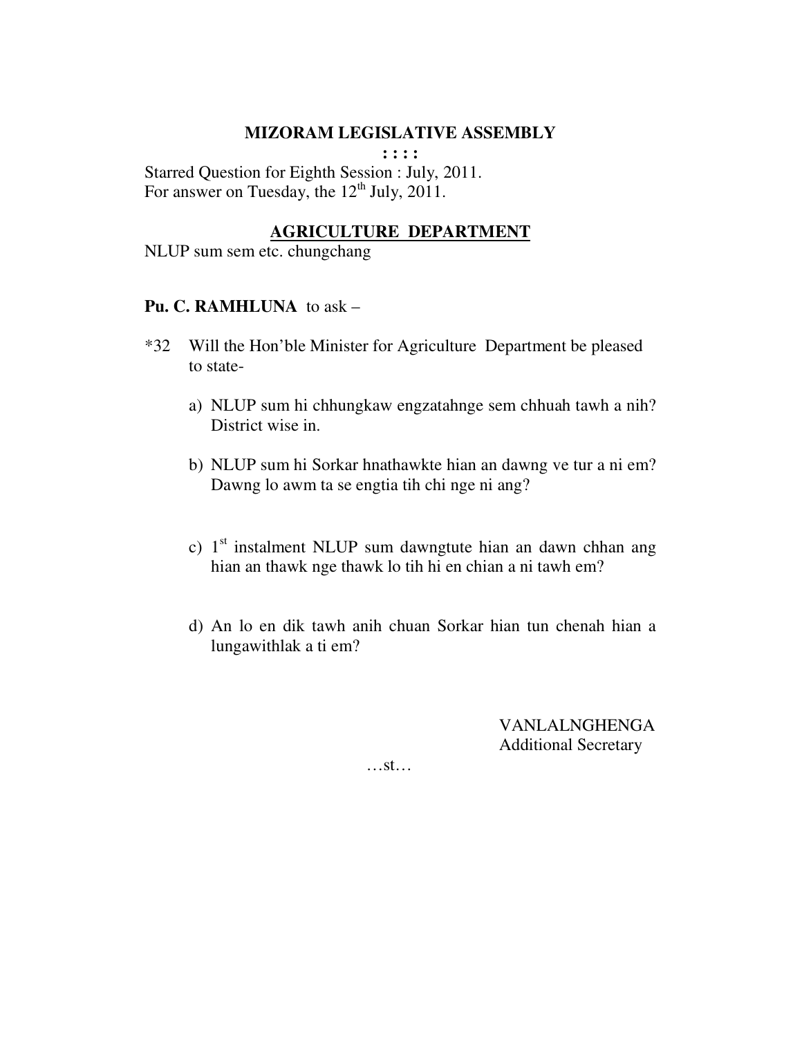**MIZORAM LEGISLATIVE ASSEMBLY**

**: : : :**

Starred Question for Eighth Session : July, 2011.
For answer on Tuesday, the 12th July, 2011.

**AGRICULTURE DEPARTMENT**

NLUP sum sem etc. chungchang

**Pu. C. RAMHLUNA** to ask –

*32 Will the Hon'ble Minister for Agriculture Department be pleased to state-

a) NLUP sum hi chhungkaw engzatahnge sem chhuah tawh a nih? District wise in.

b) NLUP sum hi Sorkar hnathawkte hian an dawng ve tur a ni em? Dawng lo awm ta se engtia tih chi nge ni ang?

c) 1st instalment NLUP sum dawngtute hian an dawn chhan ang hian an thawk nge thawk lo tih hi en chian a ni tawh em?

d) An lo en dik tawh anih chuan Sorkar hian tun chenah hian a lungawithlak a ti em?

VANLALNGHENGA
Additional Secretary

…st…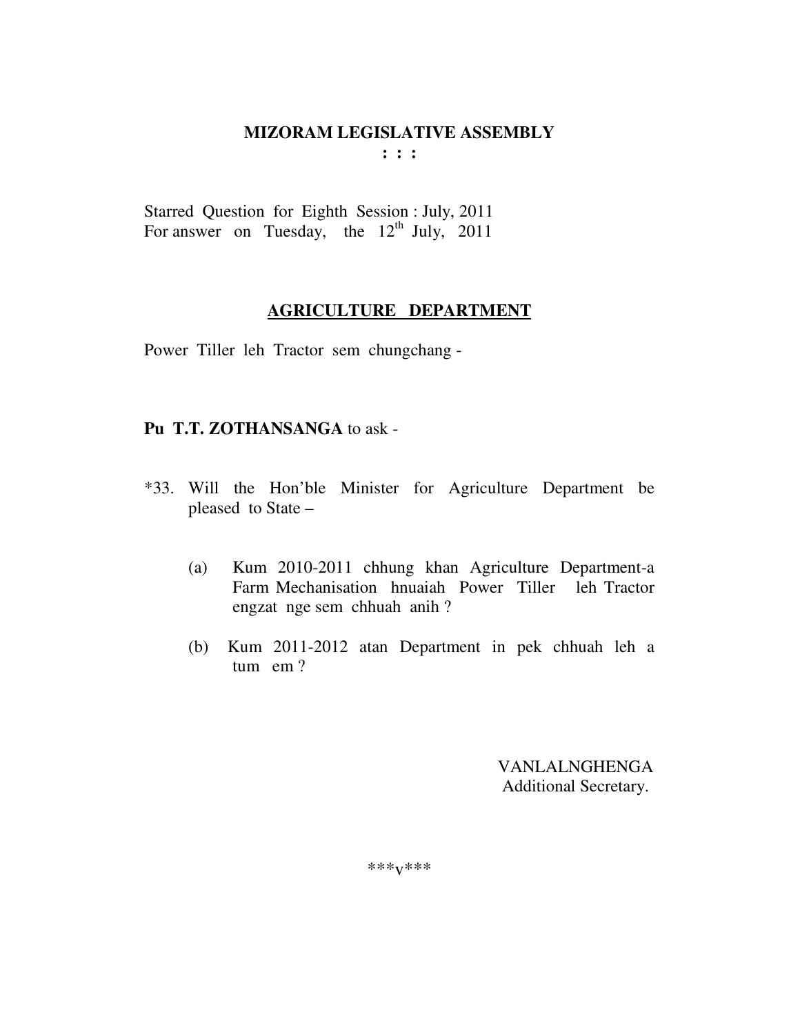# MIZORAM LEGISLATIVE ASSEMBLY

**: : :**

Starred Question for Eighth Session : July, 2011
For answer on Tuesday, the 12th July, 2011

## AGRICULTURE DEPARTMENT

Power Tiller leh Tractor sem chungchang -

**Pu T.T. ZOTHANSANGA** to ask -

*33. Will the Hon'ble Minister for Agriculture Department be pleased to State –

(a) Kum 2010-2011 chhung khan Agriculture Department-a Farm Mechanisation hnuaiah Power Tiller leh Tractor engzat nge sem chhuah anih ?

(b) Kum 2011-2012 atan Department in pek chhuah leh a tum em ?

VANLALNGHENGA
Additional Secretary.

***v***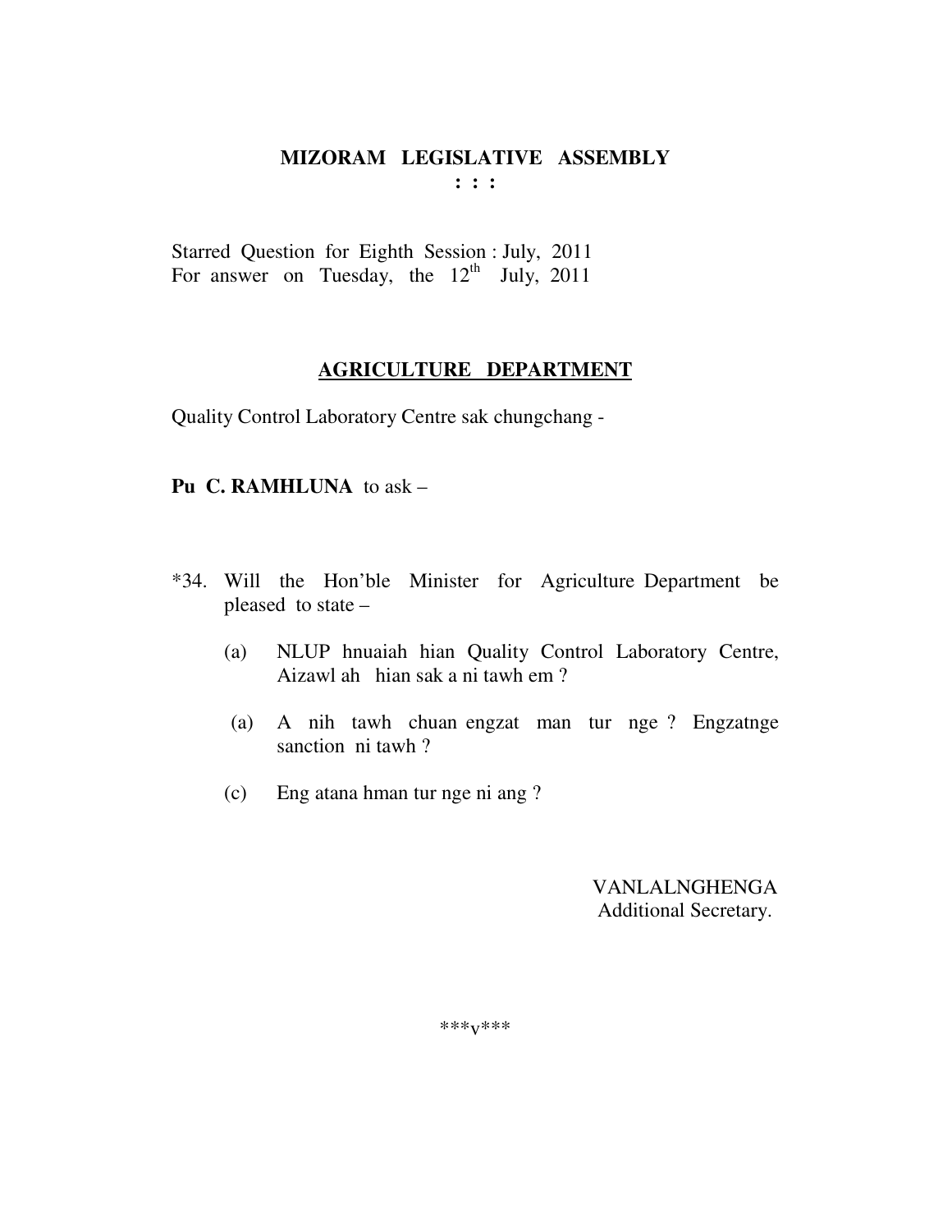# MIZORAM LEGISLATIVE ASSEMBLY

**: : :**

Starred Question for Eighth Session : July, 2011
For answer on Tuesday, the 12th July, 2011

## AGRICULTURE DEPARTMENT

Quality Control Laboratory Centre sak chungchang -

**Pu C. RAMHLUNA** to ask –

*34. Will the Hon'ble Minister for Agriculture Department be pleased to state –

(a) NLUP hnuaiah hian Quality Control Laboratory Centre, Aizawl ah hian sak a ni tawh em ?

(a) A nih tawh chuan engzat man tur nge ? Engzatnge sanction ni tawh ?

(c) Eng atana hman tur nge ni ang ?

VANLALNGHENGA
Additional Secretary.

\*\*\*v\*\*\*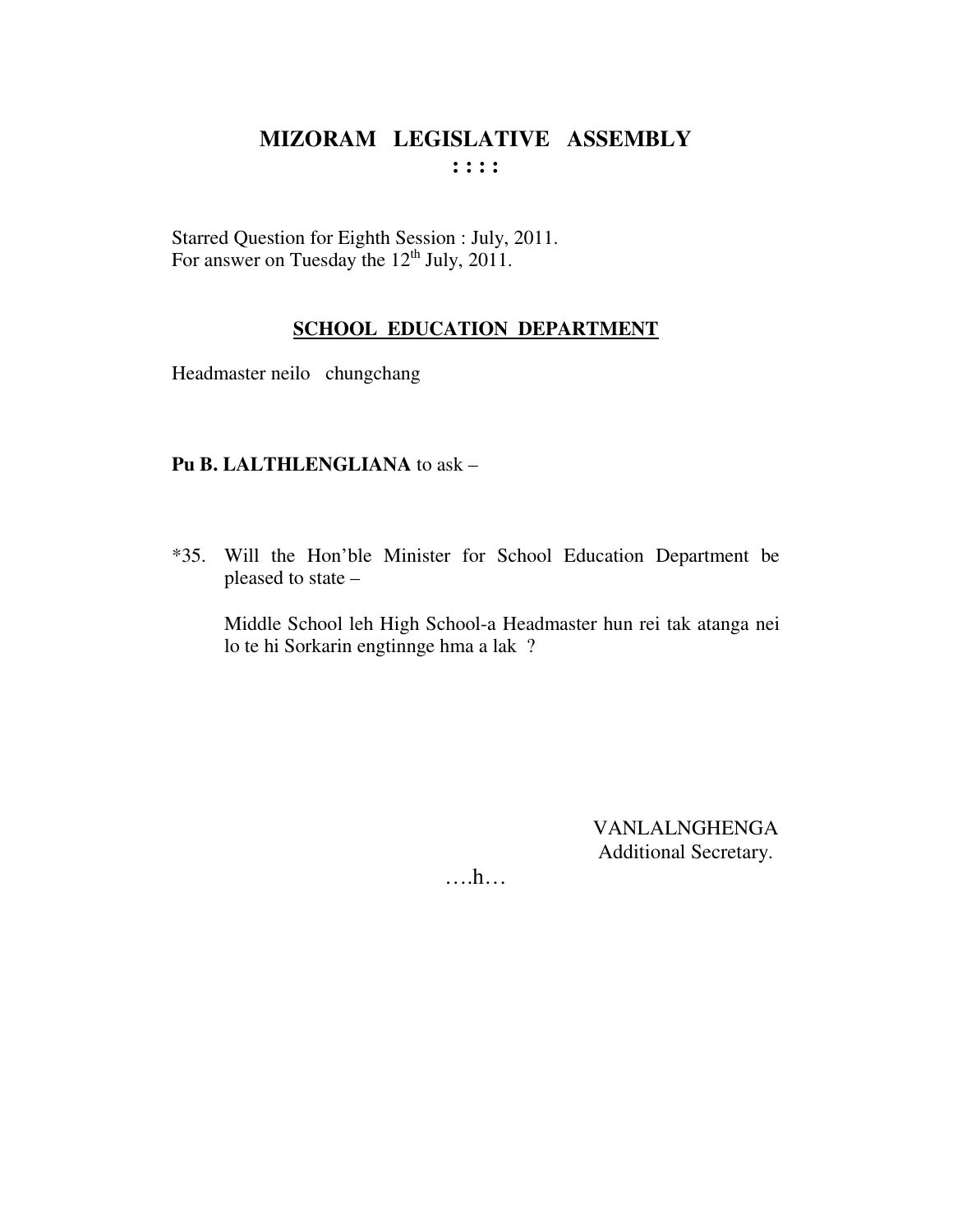# MIZORAM LEGISLATIVE ASSEMBLY

**: : : :**

Starred Question for Eighth Session : July, 2011.
For answer on Tuesday the 12th July, 2011.

## SCHOOL EDUCATION DEPARTMENT

Headmaster neilo chungchang

**Pu B. LALTHLENGLIANA** to ask –

*35. Will the Hon'ble Minister for School Education Department be pleased to state –

Middle School leh High School-a Headmaster hun rei tak atanga nei lo te hi Sorkarin engtinnge hma a lak ?

VANLALNGHENGA
Additional Secretary.

….h…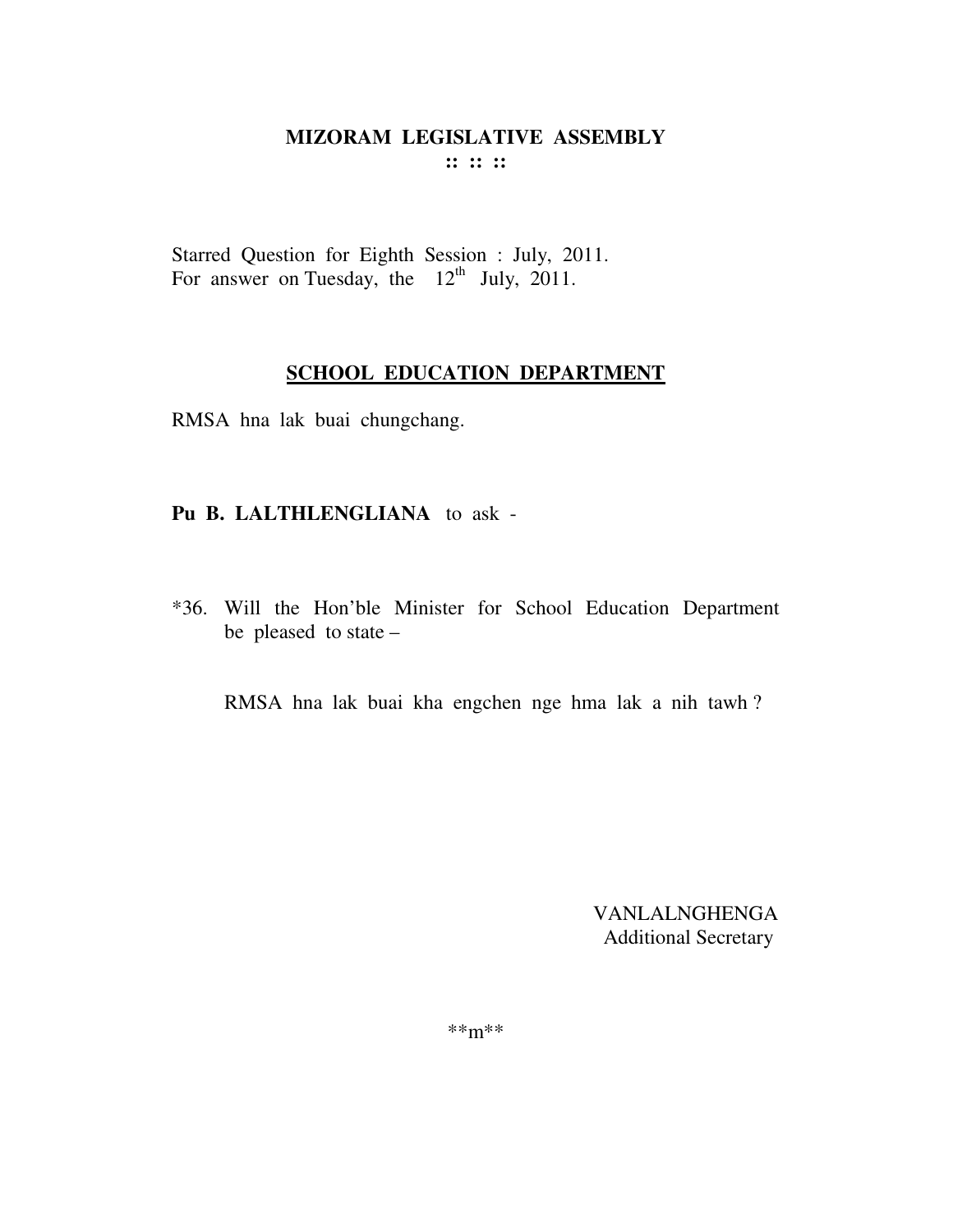# MIZORAM LEGISLATIVE ASSEMBLY

**:: :: ::**

Starred Question for Eighth Session : July, 2011.
For answer on Tuesday, the 12th July, 2011.

## SCHOOL EDUCATION DEPARTMENT

RMSA hna lak buai chungchang.

**Pu B. LALTHLENGLIANA** to ask -

*36. Will the Hon'ble Minister for School Education Department be pleased to state –

RMSA hna lak buai kha engchen nge hma lak a nih tawh ?

VANLALNGHENGA
Additional Secretary

**m**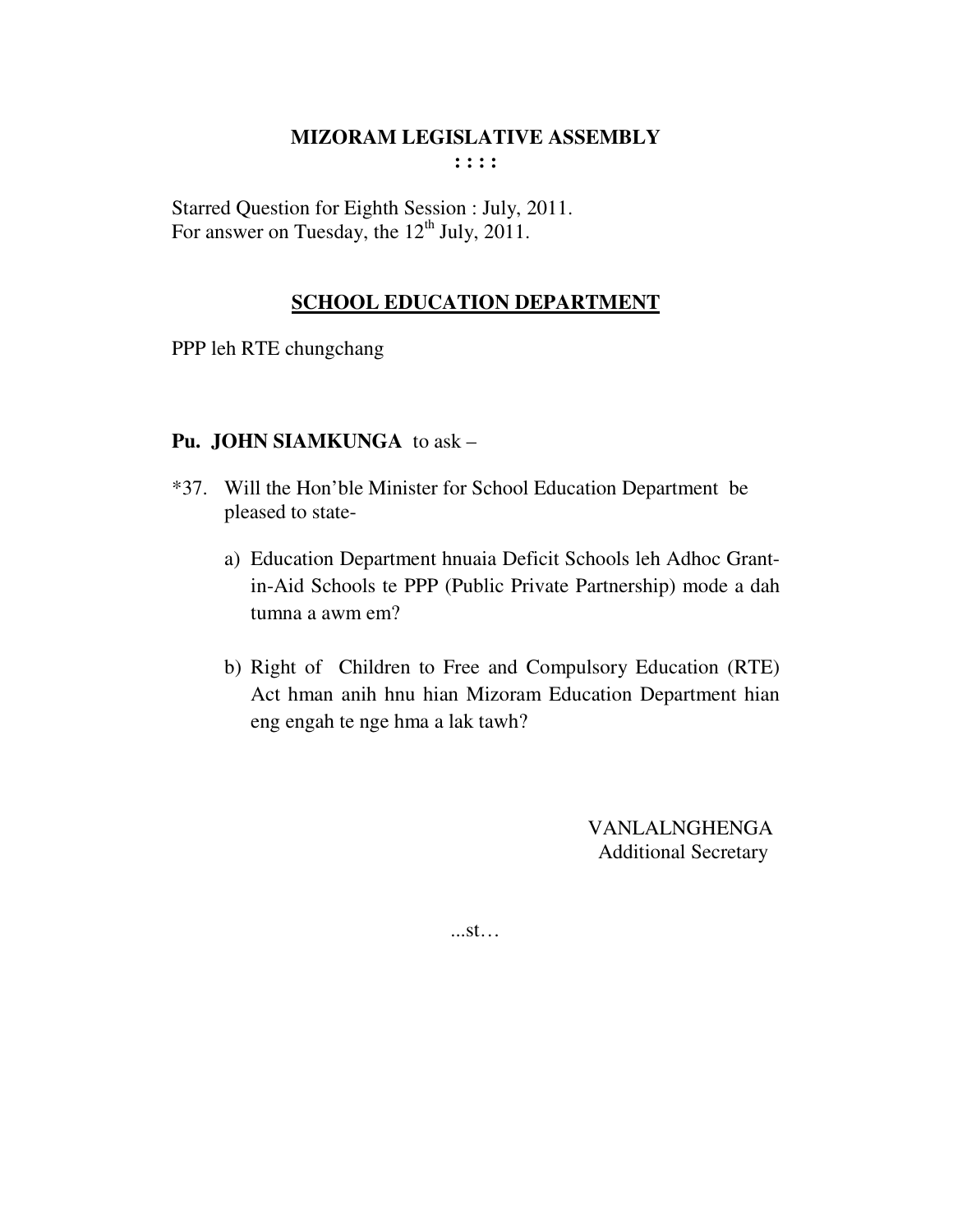# MIZORAM LEGISLATIVE ASSEMBLY

**: : : :**

Starred Question for Eighth Session : July, 2011.
For answer on Tuesday, the 12th July, 2011.

## SCHOOL EDUCATION DEPARTMENT

PPP leh RTE chungchang

**Pu. JOHN SIAMKUNGA** to ask –

*37. Will the Hon'ble Minister for School Education Department be pleased to state-

a) Education Department hnuaia Deficit Schools leh Adhoc Grant-in-Aid Schools te PPP (Public Private Partnership) mode a dah tumna a awm em?

b) Right of Children to Free and Compulsory Education (RTE) Act hman anih hnu hian Mizoram Education Department hian eng engah te nge hma a lak tawh?

VANLALNGHENGA
Additional Secretary

...st…